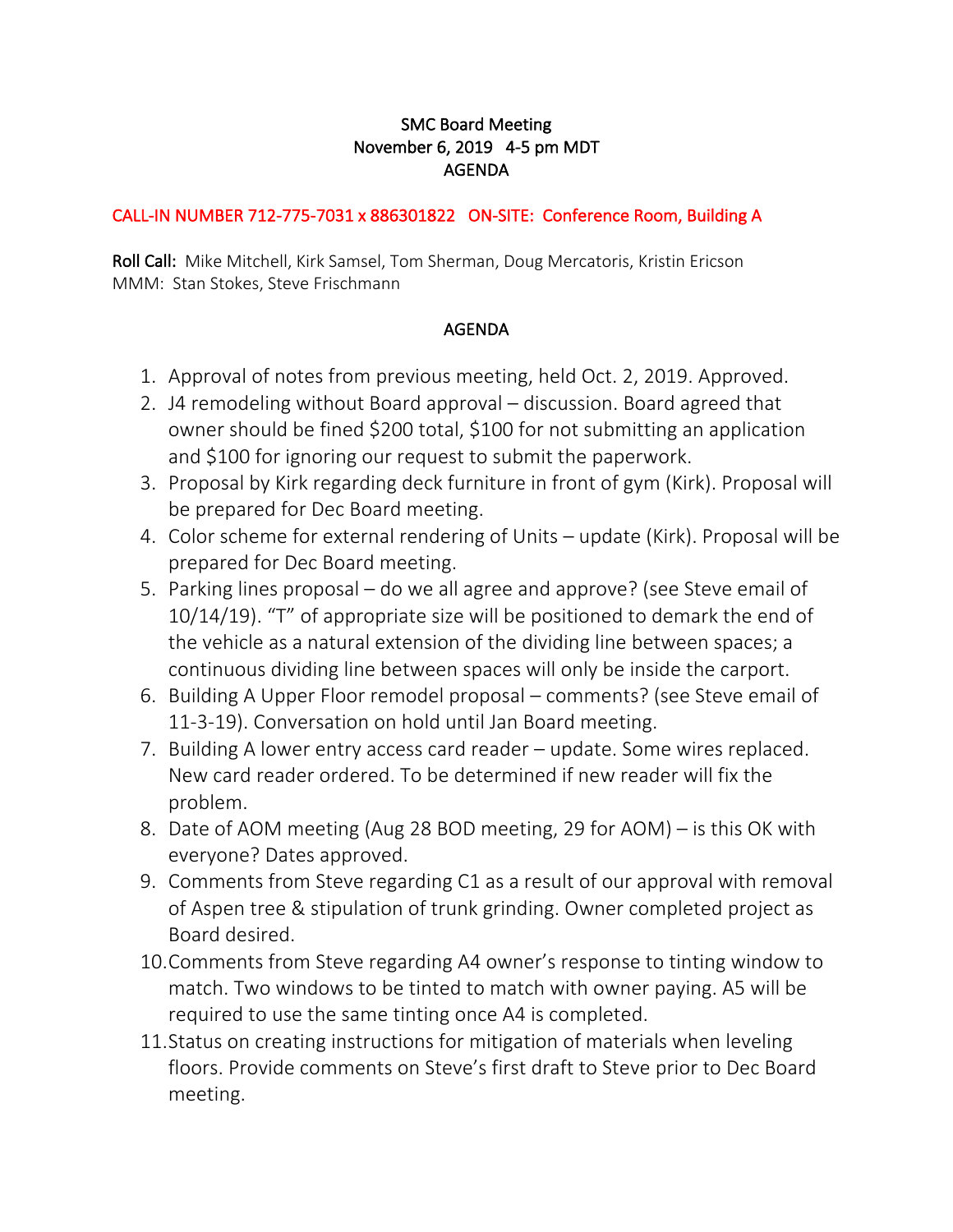# SMC Board Meeting
## November 6, 2019 4-5 pm MDT
## AGENDA

**CALL-IN NUMBER 712-775-7031 x 886301822 ON-SITE: Conference Room, Building A**

**Roll Call:** Mike Mitchell, Kirk Samsel, Tom Sherman, Doug Mercatoris, Kristin Ericson
MMM: Stan Stokes, Steve Frischmann

## AGENDA

1. Approval of notes from previous meeting, held Oct. 2, 2019. Approved.
2. J4 remodeling without Board approval – discussion. Board agreed that owner should be fined $200 total, $100 for not submitting an application and $100 for ignoring our request to submit the paperwork.
3. Proposal by Kirk regarding deck furniture in front of gym (Kirk). Proposal will be prepared for Dec Board meeting.
4. Color scheme for external rendering of Units – update (Kirk). Proposal will be prepared for Dec Board meeting.
5. Parking lines proposal – do we all agree and approve? (see Steve email of 10/14/19). "T" of appropriate size will be positioned to demark the end of the vehicle as a natural extension of the dividing line between spaces; a continuous dividing line between spaces will only be inside the carport.
6. Building A Upper Floor remodel proposal – comments? (see Steve email of 11-3-19). Conversation on hold until Jan Board meeting.
7. Building A lower entry access card reader – update. Some wires replaced. New card reader ordered. To be determined if new reader will fix the problem.
8. Date of AOM meeting (Aug 28 BOD meeting, 29 for AOM) – is this OK with everyone? Dates approved.
9. Comments from Steve regarding C1 as a result of our approval with removal of Aspen tree & stipulation of trunk grinding. Owner completed project as Board desired.
10. Comments from Steve regarding A4 owner's response to tinting window to match. Two windows to be tinted to match with owner paying. A5 will be required to use the same tinting once A4 is completed.
11. Status on creating instructions for mitigation of materials when leveling floors. Provide comments on Steve's first draft to Steve prior to Dec Board meeting.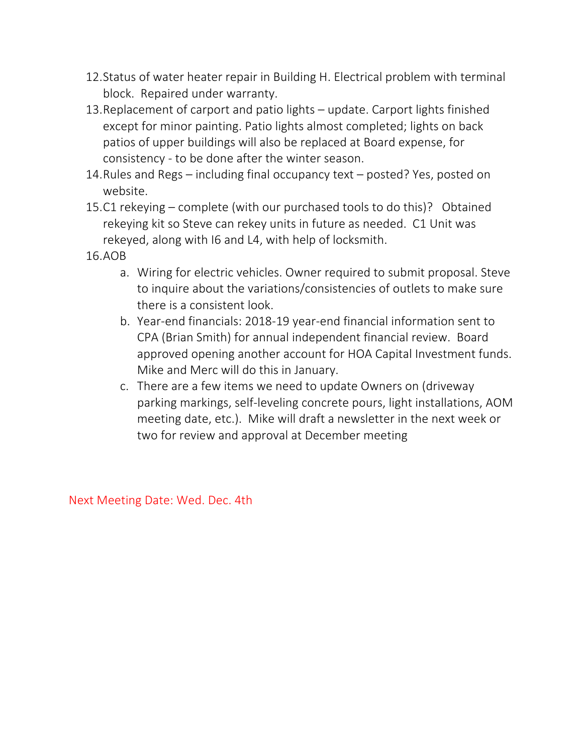12. Status of water heater repair in Building H. Electrical problem with terminal block. Repaired under warranty.
13. Replacement of carport and patio lights – update. Carport lights finished except for minor painting. Patio lights almost completed; lights on back patios of upper buildings will also be replaced at Board expense, for consistency - to be done after the winter season.
14. Rules and Regs – including final occupancy text – posted? Yes, posted on website.
15. C1 rekeying – complete (with our purchased tools to do this)? Obtained rekeying kit so Steve can rekey units in future as needed. C1 Unit was rekeyed, along with I6 and L4, with help of locksmith.
16. AOB
    a. Wiring for electric vehicles. Owner required to submit proposal. Steve to inquire about the variations/consistencies of outlets to make sure there is a consistent look.
    b. Year-end financials: 2018-19 year-end financial information sent to CPA (Brian Smith) for annual independent financial review. Board approved opening another account for HOA Capital Investment funds. Mike and Merc will do this in January.
    c. There are a few items we need to update Owners on (driveway parking markings, self-leveling concrete pours, light installations, AOM meeting date, etc.). Mike will draft a newsletter in the next week or two for review and approval at December meeting

Next Meeting Date: Wed. Dec. 4th